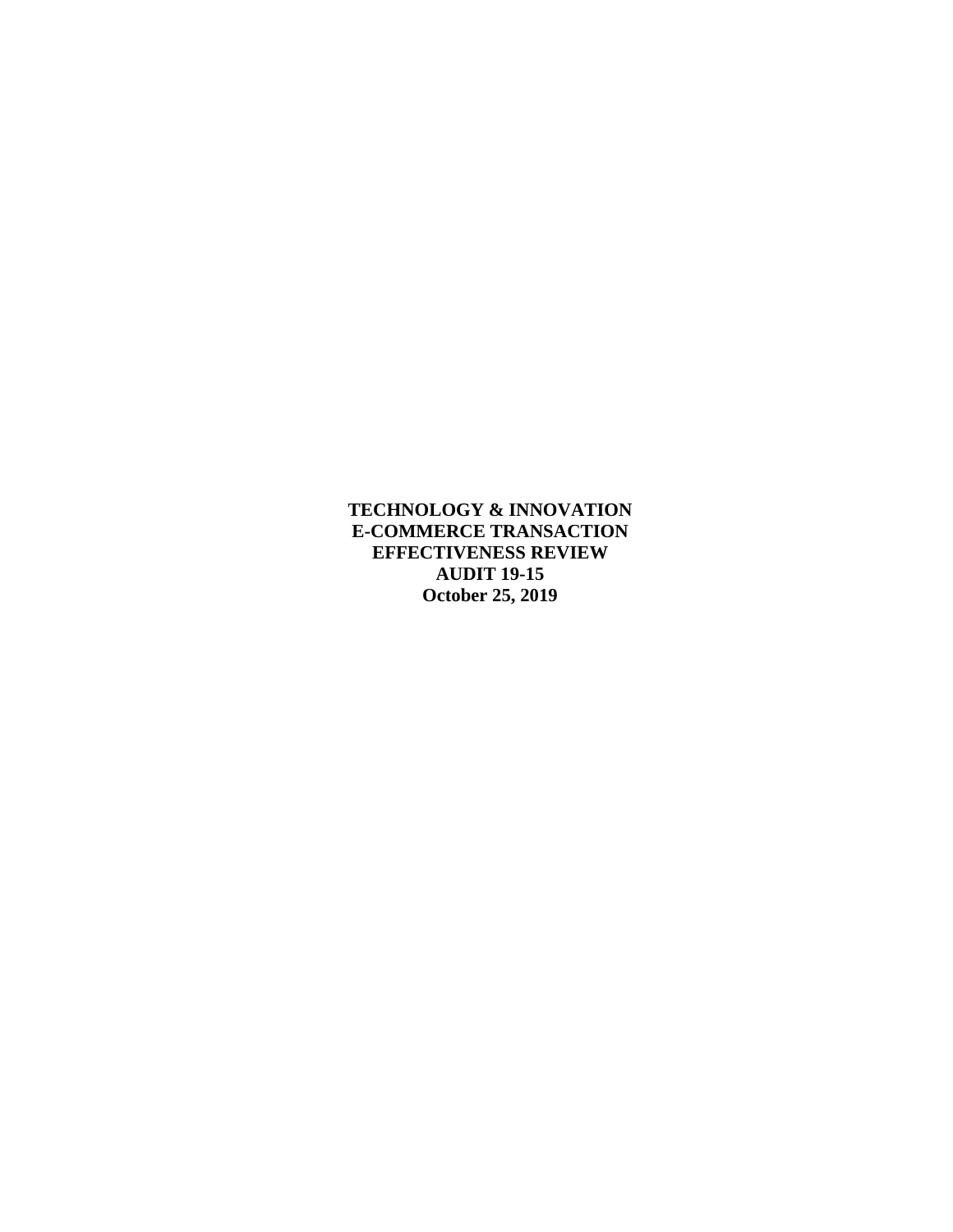**TECHNOLOGY & INNOVATION**
**E-COMMERCE TRANSACTION**
**EFFECTIVENESS REVIEW**
**AUDIT 19-15**
**October 25, 2019**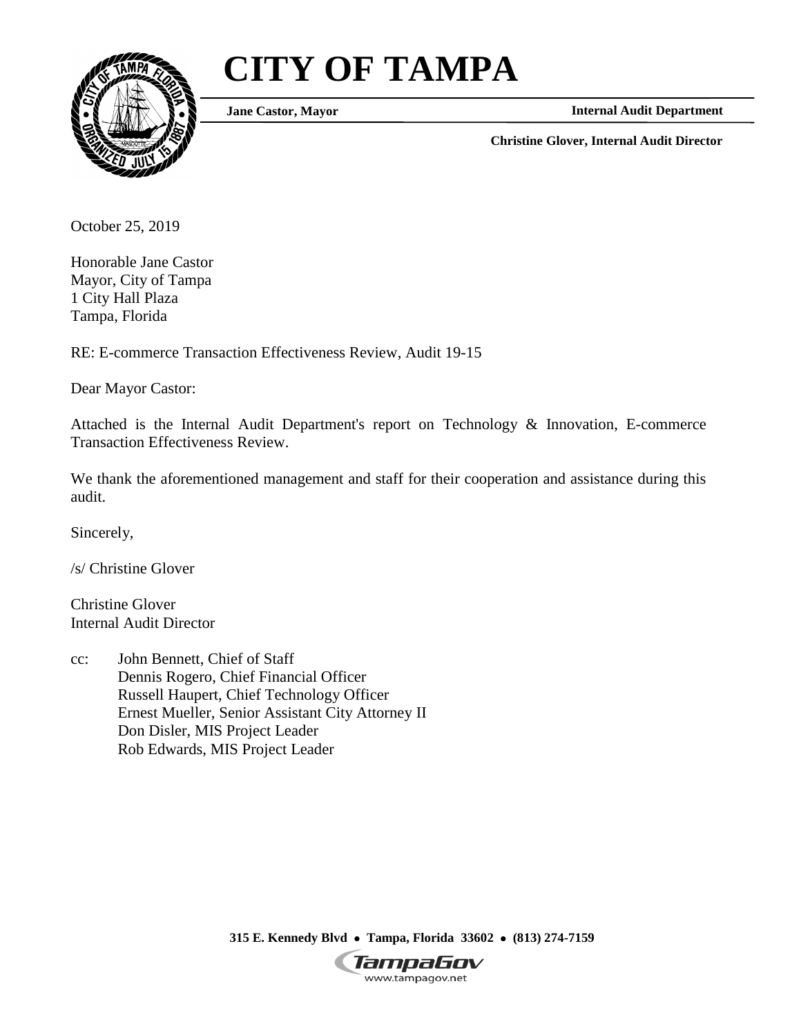# CITY OF TAMPA

**Jane Castor, Mayor**

**Internal Audit Department**

**Christine Glover, Internal Audit Director**

October 25, 2019

Honorable Jane Castor
Mayor, City of Tampa
1 City Hall Plaza
Tampa, Florida

RE: E-commerce Transaction Effectiveness Review, Audit 19-15

Dear Mayor Castor:

Attached is the Internal Audit Department's report on Technology & Innovation, E-commerce Transaction Effectiveness Review.

We thank the aforementioned management and staff for their cooperation and assistance during this audit.

Sincerely,

/s/ Christine Glover

Christine Glover
Internal Audit Director

cc: John Bennett, Chief of Staff
Dennis Rogero, Chief Financial Officer
Russell Haupert, Chief Technology Officer
Ernest Mueller, Senior Assistant City Attorney II
Don Disler, MIS Project Leader
Rob Edwards, MIS Project Leader

**315 E. Kennedy Blvd • Tampa, Florida 33602 • (813) 274-7159**

TampaGov
www.tampagov.net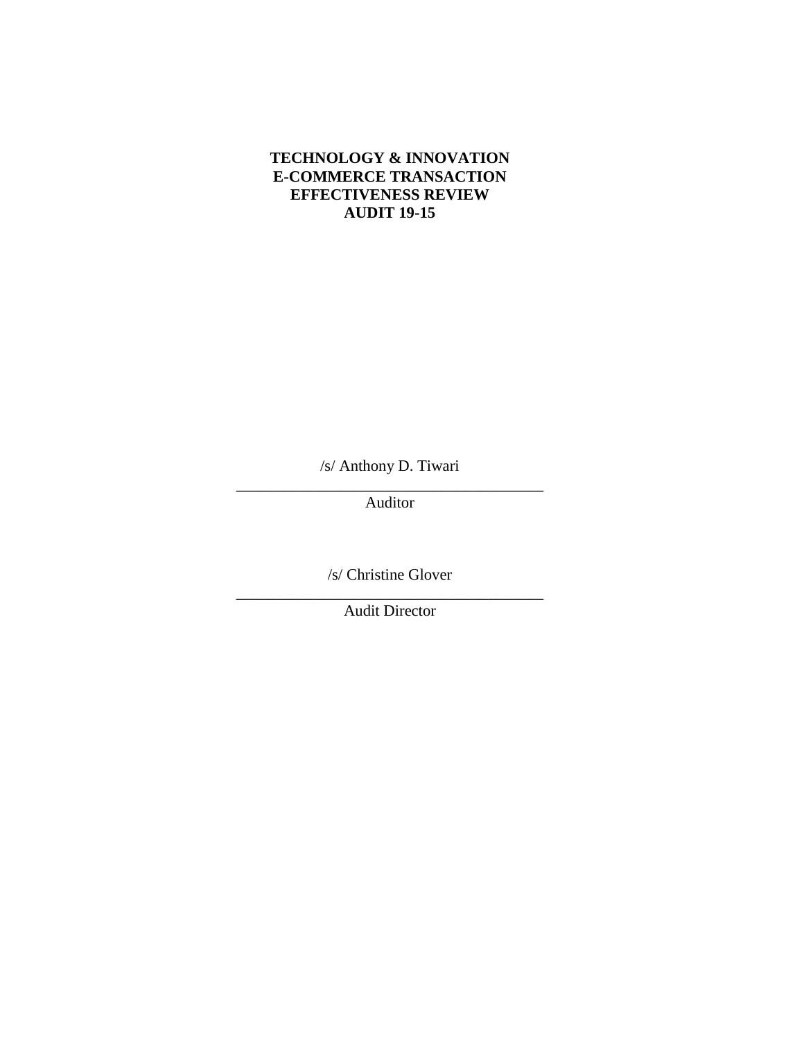**TECHNOLOGY & INNOVATION**
**E-COMMERCE TRANSACTION**
**EFFECTIVENESS REVIEW**
**AUDIT 19-15**

/s/ Anthony D. Tiwari
\_\_\_\_\_\_\_\_\_\_\_\_\_\_\_\_\_\_\_\_\_\_\_\_\_\_\_\_\_\_\_\_\_\_\_\_\_\_\_\_
Auditor

/s/ Christine Glover
\_\_\_\_\_\_\_\_\_\_\_\_\_\_\_\_\_\_\_\_\_\_\_\_\_\_\_\_\_\_\_\_\_\_\_\_\_\_\_\_
Audit Director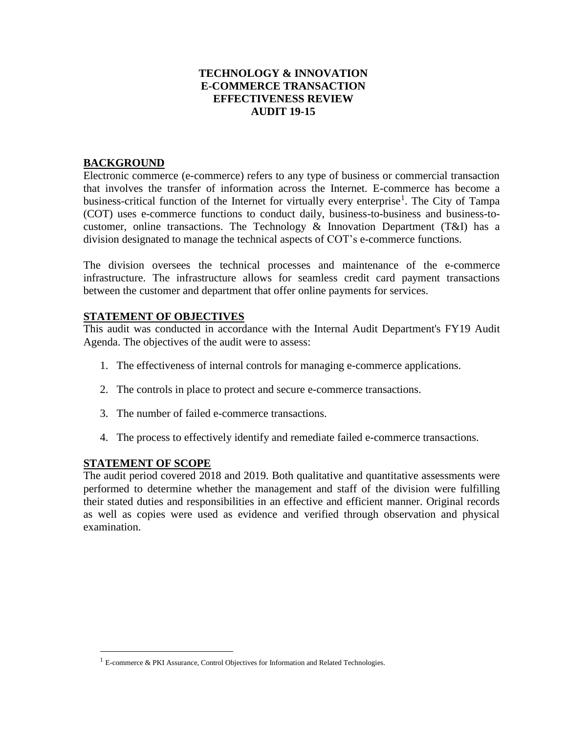# TECHNOLOGY & INNOVATION
# E-COMMERCE TRANSACTION
# EFFECTIVENESS REVIEW
# AUDIT 19-15

## BACKGROUND

Electronic commerce (e-commerce) refers to any type of business or commercial transaction that involves the transfer of information across the Internet. E-commerce has become a business-critical function of the Internet for virtually every enterprise[1]. The City of Tampa (COT) uses e-commerce functions to conduct daily, business-to-business and business-to-customer, online transactions. The Technology & Innovation Department (T&I) has a division designated to manage the technical aspects of COT's e-commerce functions.

The division oversees the technical processes and maintenance of the e-commerce infrastructure. The infrastructure allows for seamless credit card payment transactions between the customer and department that offer online payments for services.

## STATEMENT OF OBJECTIVES

This audit was conducted in accordance with the Internal Audit Department's FY19 Audit Agenda. The objectives of the audit were to assess:

1. The effectiveness of internal controls for managing e-commerce applications.
2. The controls in place to protect and secure e-commerce transactions.
3. The number of failed e-commerce transactions.
4. The process to effectively identify and remediate failed e-commerce transactions.

## STATEMENT OF SCOPE

The audit period covered 2018 and 2019. Both qualitative and quantitative assessments were performed to determine whether the management and staff of the division were fulfilling their stated duties and responsibilities in an effective and efficient manner. Original records as well as copies were used as evidence and verified through observation and physical examination.

---

[1] E-commerce & PKI Assurance, Control Objectives for Information and Related Technologies.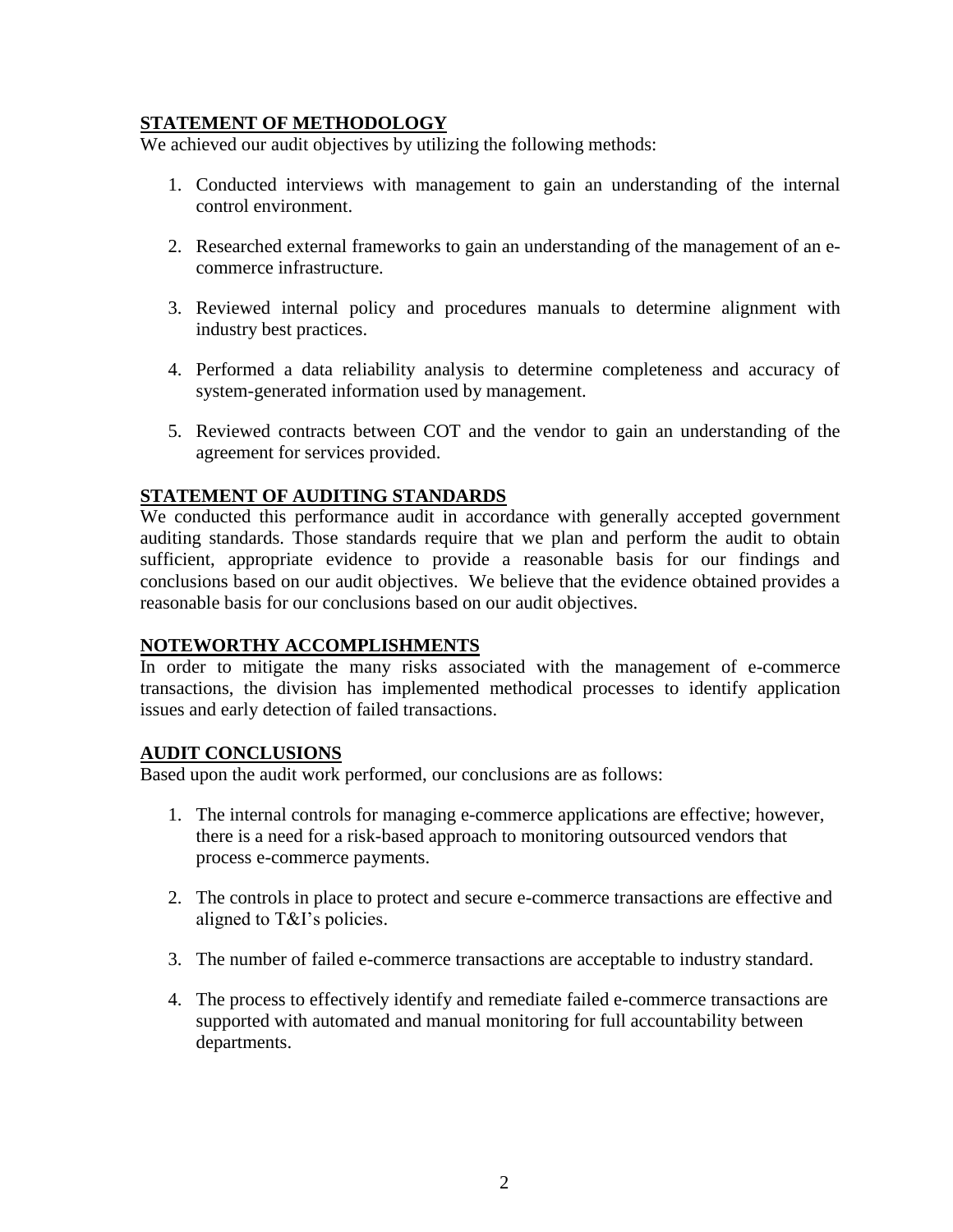## STATEMENT OF METHODOLOGY

We achieved our audit objectives by utilizing the following methods:

1. Conducted interviews with management to gain an understanding of the internal control environment.
2. Researched external frameworks to gain an understanding of the management of an e-commerce infrastructure.
3. Reviewed internal policy and procedures manuals to determine alignment with industry best practices.
4. Performed a data reliability analysis to determine completeness and accuracy of system-generated information used by management.
5. Reviewed contracts between COT and the vendor to gain an understanding of the agreement for services provided.

## STATEMENT OF AUDITING STANDARDS

We conducted this performance audit in accordance with generally accepted government auditing standards. Those standards require that we plan and perform the audit to obtain sufficient, appropriate evidence to provide a reasonable basis for our findings and conclusions based on our audit objectives. We believe that the evidence obtained provides a reasonable basis for our conclusions based on our audit objectives.

## NOTEWORTHY ACCOMPLISHMENTS

In order to mitigate the many risks associated with the management of e-commerce transactions, the division has implemented methodical processes to identify application issues and early detection of failed transactions.

## AUDIT CONCLUSIONS

Based upon the audit work performed, our conclusions are as follows:

1. The internal controls for managing e-commerce applications are effective; however, there is a need for a risk-based approach to monitoring outsourced vendors that process e-commerce payments.
2. The controls in place to protect and secure e-commerce transactions are effective and aligned to T&I's policies.
3. The number of failed e-commerce transactions are acceptable to industry standard.
4. The process to effectively identify and remediate failed e-commerce transactions are supported with automated and manual monitoring for full accountability between departments.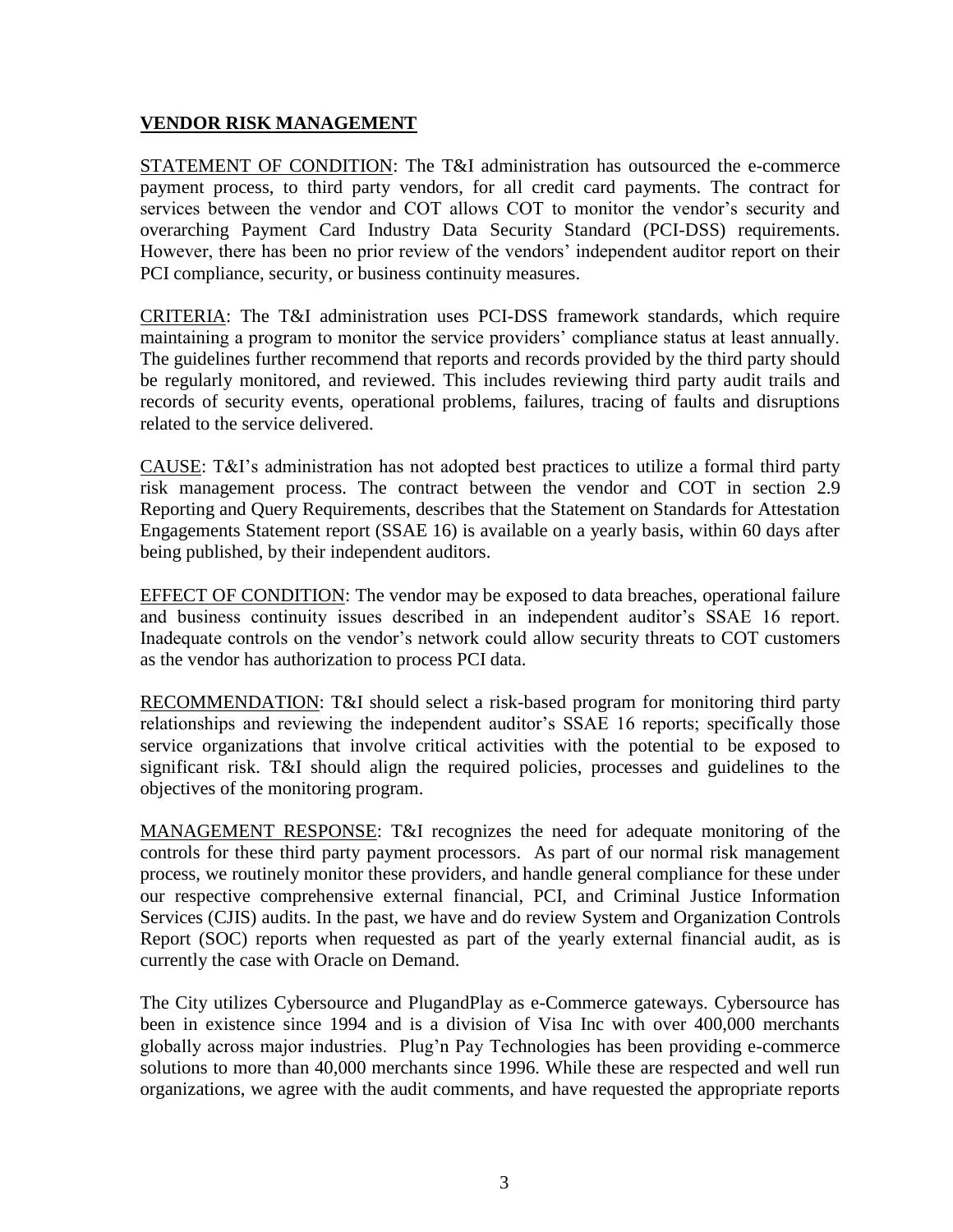## VENDOR RISK MANAGEMENT

STATEMENT OF CONDITION: The T&I administration has outsourced the e-commerce payment process, to third party vendors, for all credit card payments. The contract for services between the vendor and COT allows COT to monitor the vendor's security and overarching Payment Card Industry Data Security Standard (PCI-DSS) requirements. However, there has been no prior review of the vendors' independent auditor report on their PCI compliance, security, or business continuity measures.

CRITERIA: The T&I administration uses PCI-DSS framework standards, which require maintaining a program to monitor the service providers' compliance status at least annually. The guidelines further recommend that reports and records provided by the third party should be regularly monitored, and reviewed. This includes reviewing third party audit trails and records of security events, operational problems, failures, tracing of faults and disruptions related to the service delivered.

CAUSE: T&I's administration has not adopted best practices to utilize a formal third party risk management process. The contract between the vendor and COT in section 2.9 Reporting and Query Requirements, describes that the Statement on Standards for Attestation Engagements Statement report (SSAE 16) is available on a yearly basis, within 60 days after being published, by their independent auditors.

EFFECT OF CONDITION: The vendor may be exposed to data breaches, operational failure and business continuity issues described in an independent auditor's SSAE 16 report. Inadequate controls on the vendor's network could allow security threats to COT customers as the vendor has authorization to process PCI data.

RECOMMENDATION: T&I should select a risk-based program for monitoring third party relationships and reviewing the independent auditor's SSAE 16 reports; specifically those service organizations that involve critical activities with the potential to be exposed to significant risk. T&I should align the required policies, processes and guidelines to the objectives of the monitoring program.

MANAGEMENT RESPONSE: T&I recognizes the need for adequate monitoring of the controls for these third party payment processors. As part of our normal risk management process, we routinely monitor these providers, and handle general compliance for these under our respective comprehensive external financial, PCI, and Criminal Justice Information Services (CJIS) audits. In the past, we have and do review System and Organization Controls Report (SOC) reports when requested as part of the yearly external financial audit, as is currently the case with Oracle on Demand.

The City utilizes Cybersource and PlugandPlay as e-Commerce gateways. Cybersource has been in existence since 1994 and is a division of Visa Inc with over 400,000 merchants globally across major industries. Plug'n Pay Technologies has been providing e-commerce solutions to more than 40,000 merchants since 1996. While these are respected and well run organizations, we agree with the audit comments, and have requested the appropriate reports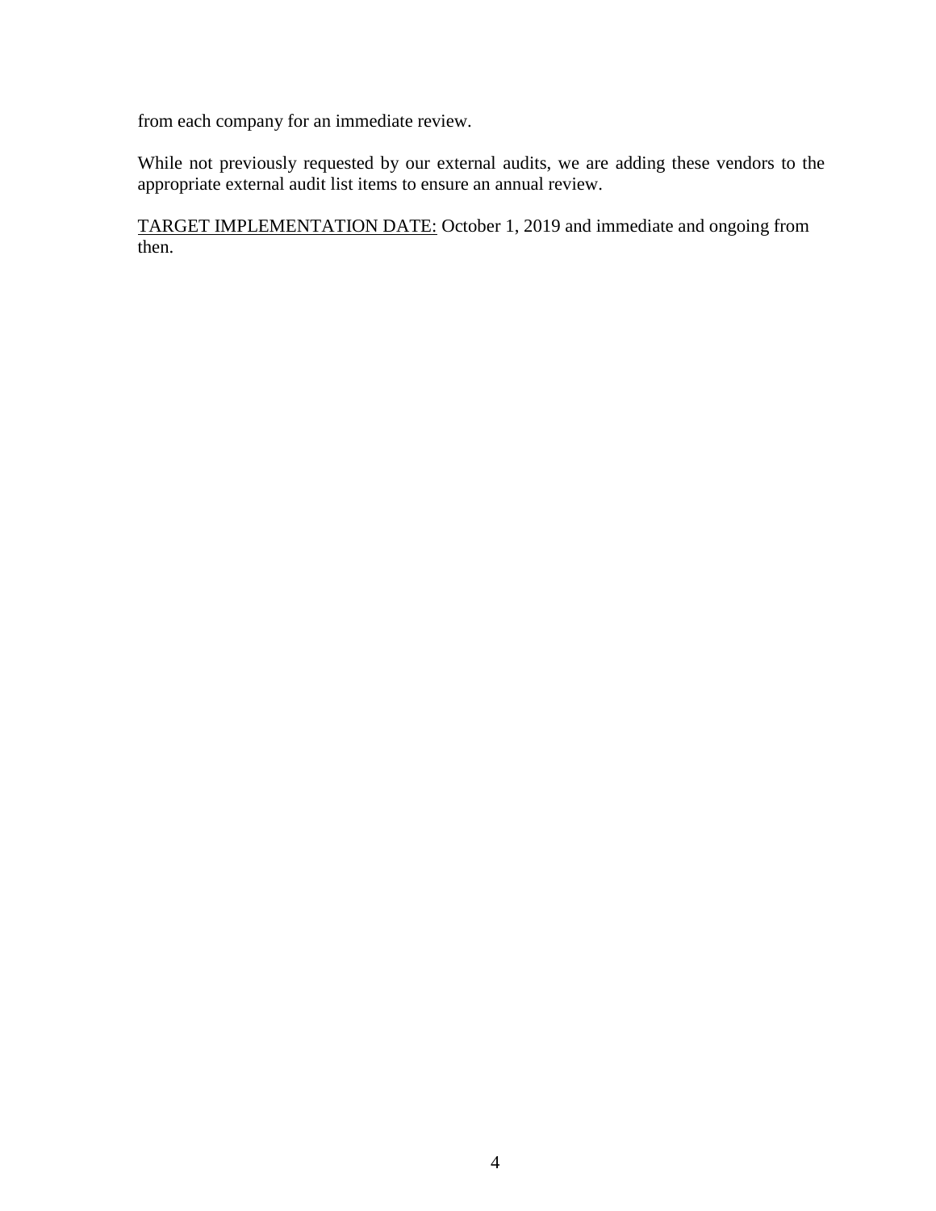from each company for an immediate review.

While not previously requested by our external audits, we are adding these vendors to the appropriate external audit list items to ensure an annual review.

<u>TARGET IMPLEMENTATION DATE:</u> October 1, 2019 and immediate and ongoing from then.